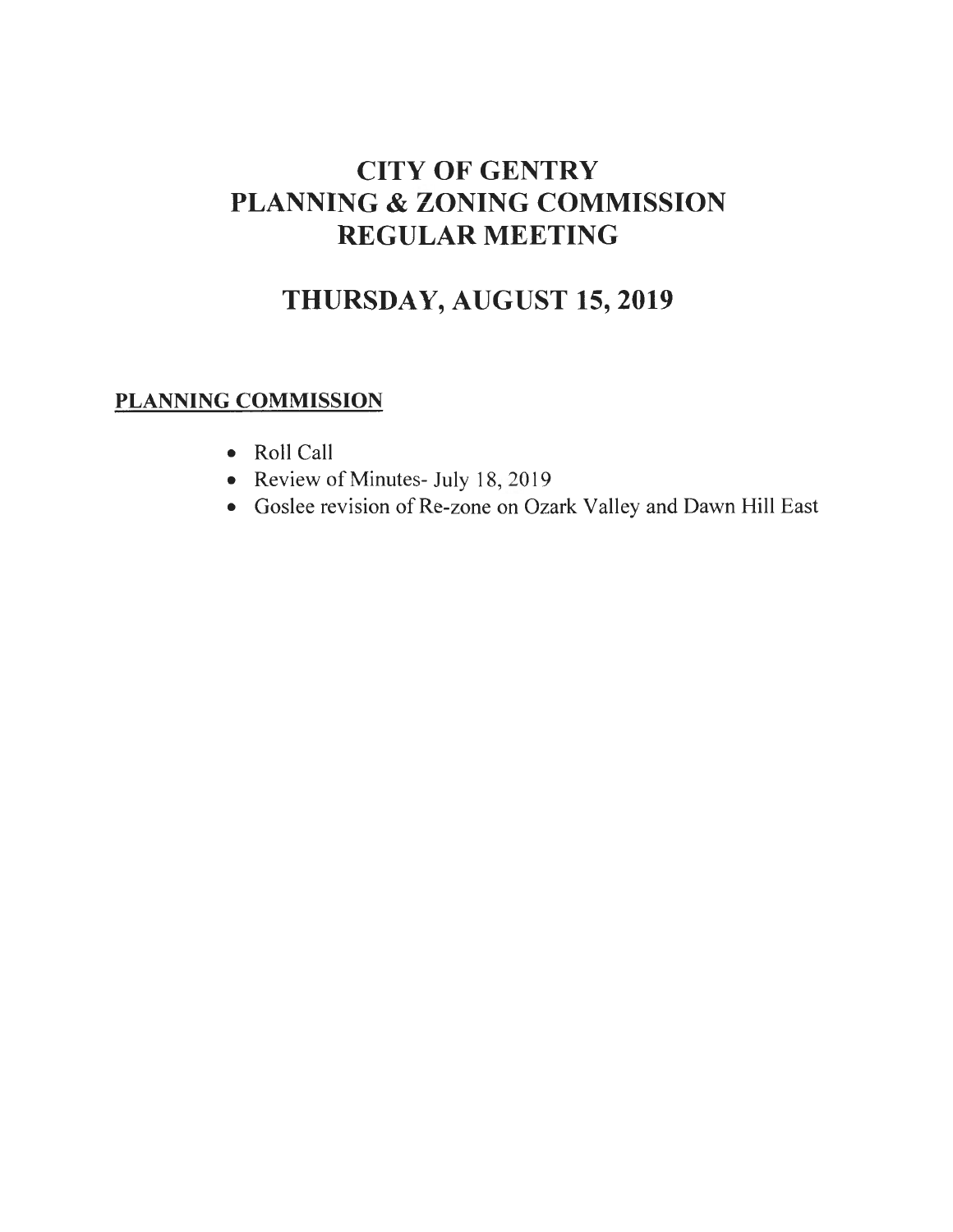# CITY OF GENTRY
# PLANNING & ZONING COMMISSION
# REGULAR MEETING

## THURSDAY, AUGUST 15, 2019

**PLANNING COMMISSION**

- Roll Call
- Review of Minutes- July 18, 2019
- Goslee revision of Re-zone on Ozark Valley and Dawn Hill East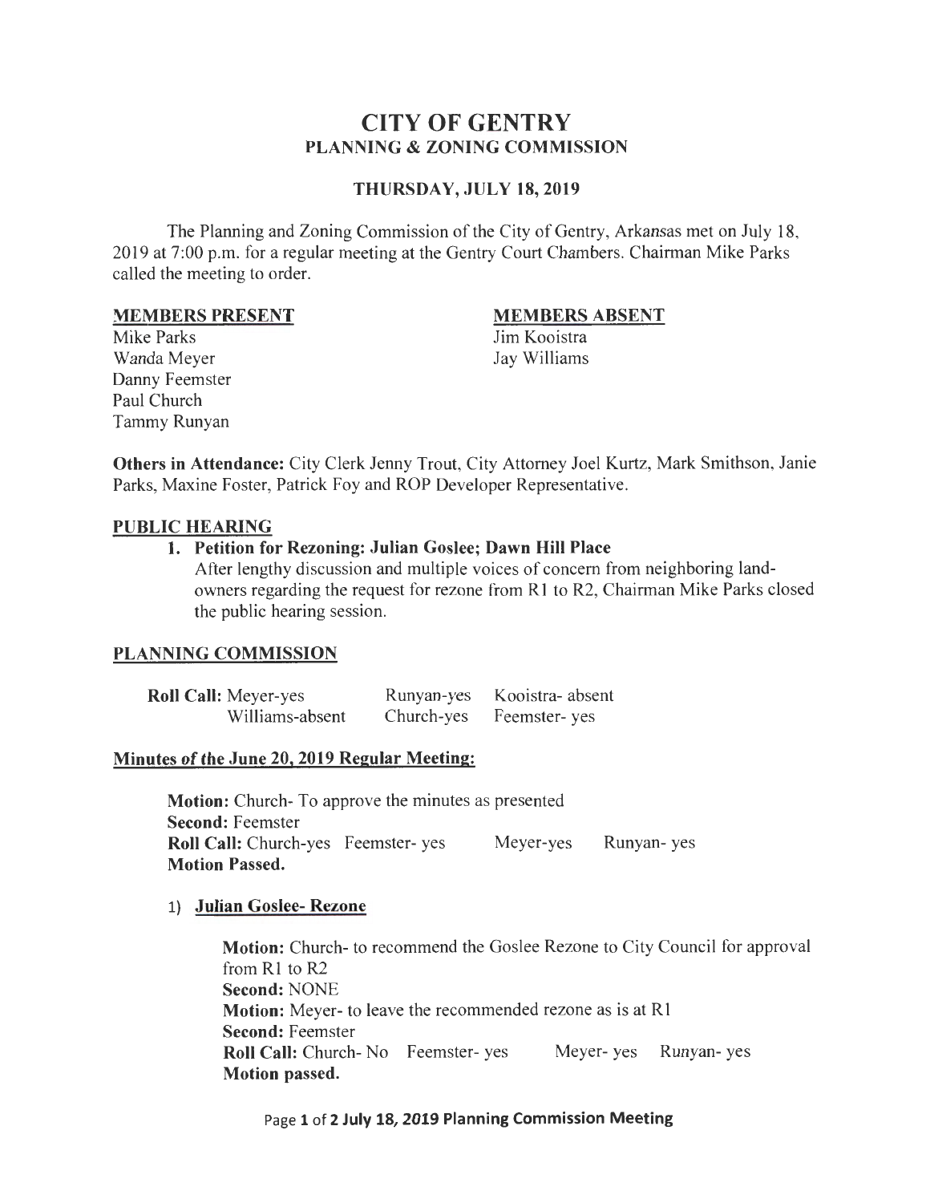# CITY OF GENTRY
## PLANNING & ZONING COMMISSION

### THURSDAY, JULY 18, 2019

The Planning and Zoning Commission of the City of Gentry, Arkansas met on July 18, 2019 at 7:00 p.m. for a regular meeting at the Gentry Court Chambers. Chairman Mike Parks called the meeting to order.

| MEMBERS PRESENT | MEMBERS ABSENT |
|---|---|
| Mike Parks | Jim Kooistra |
| Wanda Meyer | Jay Williams |
| Danny Feemster | |
| Paul Church | |
| Tammy Runyan | |

**Others in Attendance:** City Clerk Jenny Trout, City Attorney Joel Kurtz, Mark Smithson, Janie Parks, Maxine Foster, Patrick Foy and ROP Developer Representative.

### PUBLIC HEARING

1. **Petition for Rezoning: Julian Goslee; Dawn Hill Place**
   After lengthy discussion and multiple voices of concern from neighboring land-owners regarding the request for rezone from R1 to R2, Chairman Mike Parks closed the public hearing session.

### PLANNING COMMISSION

| | | | |
|---|---|---|---|
| **Roll Call:** | Meyer-yes | Runyan-yes | Kooistra- absent |
| | Williams-absent | Church-yes | Feemster- yes |

### Minutes of the June 20, 2019 Regular Meeting:

**Motion:** Church- To approve the minutes as presented
**Second:** Feemster
**Roll Call:** Church-yes Feemster- yes Meyer-yes Runyan- yes
**Motion Passed.**

1) **Julian Goslee- Rezone**

**Motion:** Church- to recommend the Goslee Rezone to City Council for approval from R1 to R2
**Second:** NONE
**Motion:** Meyer- to leave the recommended rezone as is at R1
**Second:** Feemster
**Roll Call:** Church- No Feemster- yes Meyer- yes Runyan- yes
**Motion passed.**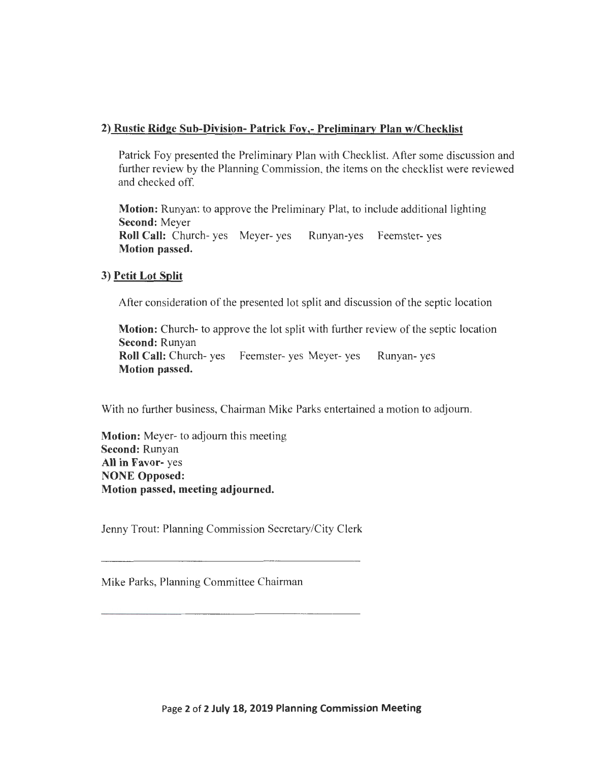**2) Rustic Ridge Sub-Division- Patrick Foy,- Preliminary Plan w/Checklist**

Patrick Foy presented the Preliminary Plan with Checklist. After some discussion and further review by the Planning Commission, the items on the checklist were reviewed and checked off.

**Motion:** Runyan: to approve the Preliminary Plat, to include additional lighting
**Second:** Meyer
**Roll Call:** Church- yes Meyer- yes Runyan-yes Feemster- yes
**Motion passed.**

**3) Petit Lot Split**

After consideration of the presented lot split and discussion of the septic location

**Motion:** Church- to approve the lot split with further review of the septic location
**Second:** Runyan
**Roll Call:** Church- yes Feemster- yes Meyer- yes Runyan- yes
**Motion passed.**

With no further business, Chairman Mike Parks entertained a motion to adjourn.

**Motion:** Meyer- to adjourn this meeting
**Second:** Runyan
**All in Favor-** yes
**NONE Opposed:**
**Motion passed, meeting adjourned.**

Jenny Trout: Planning Commission Secretary/City Clerk

\_\_\_\_\_\_\_\_\_\_\_\_\_\_\_\_\_\_\_\_\_\_\_\_\_\_\_\_\_\_\_\_\_\_\_\_\_\_

Mike Parks, Planning Committee Chairman

\_\_\_\_\_\_\_\_\_\_\_\_\_\_\_\_\_\_\_\_\_\_\_\_\_\_\_\_\_\_\_\_\_\_\_\_\_\_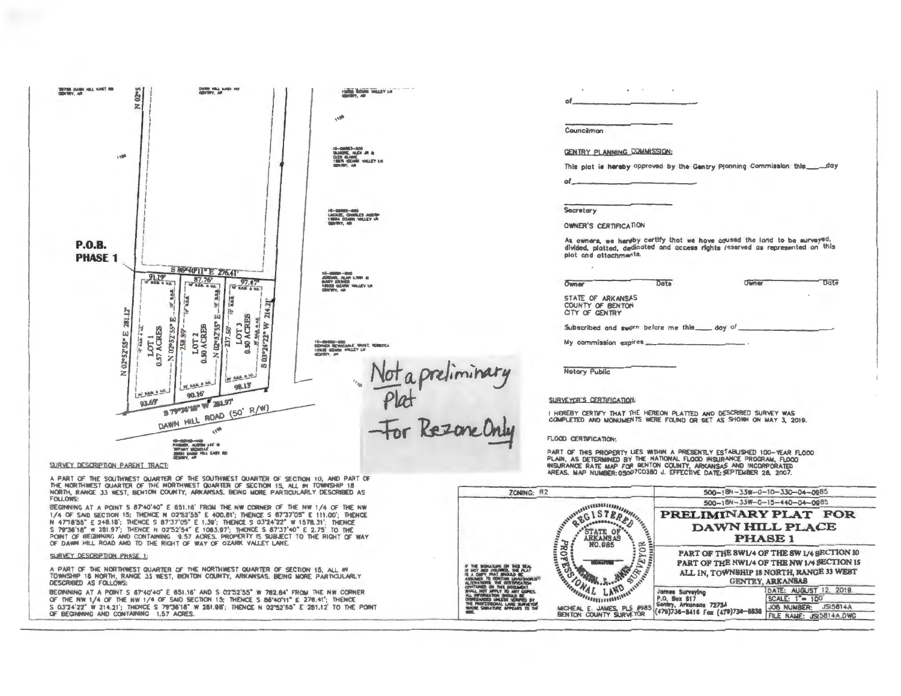20795 DAWN HILL EAST RD
GENTRY, AR

DAWN HILL EAST RD
GENTRY, AR

13835 OZARK VALLEY LN
GENTRY, AR

10-08883-000
BLAKEMORE, ALEX JR &
CLEO BLAKE
13871 OZARK VALLEY LN
GENTRY, AR

10-08882-000
LACAZE, CHARLES AUSTIN
13884 OZARK VALLEY LN
GENTRY, AR

10-08881-000
JORDAN, ALAN LYNN &
MARY ESTHER
13893 OZARK VALLEY LN
GENTRY, AR

10-08880-000
DENNEN REVOCABLE TRUST, REBECCA
13935 OZARK VALLEY LN
GENTRY, AR

10-08848-440
PARKER, AUSTIN LEE &
TIFFANY MICHELLE
20591 DAWN HILL EAST RD
GENTRY, AR

N 02°5

**P.O.B.**
**PHASE 1**

S 86°40'11" E 278.41'

91.19'
87.76'
97.47'

N 02°52'55" E 281.12'

LOT 1
0.57 ACRES

LOT 2
0.50 ACRES

LOT 3
0.50 ACRES

N 02°52'55" E
258.89'

N 02°52'55" E
237.50'

S 03°24'22" W 214.21'

93.69'
90.16'
98.13'

S 79°36'18" W 281.97'

DAWN HILL ROAD (50' R/W)

Not a preliminary Plat
-For Rezone Only

SURVEY DESCRIPTION PARENT TRACT:

A PART OF THE SOUTHWEST QUARTER OF THE SOUTHWEST QUARTER OF SECTION 10, AND PART OF THE NORTHWEST QUARTER OF THE NORTHWEST QUARTER OF SECTION 15, ALL IN TOWNSHIP 18 NORTH, RANGE 33 WEST, BENTON COUNTY, ARKANSAS. BEING MORE PARTICULARLY DESCRIBED AS FOLLOWS:

BEGINNING AT A POINT S 87°40'40" E 651.16' FROM THE NW CORNER OF THE NW 1/4 OF THE NW 1/4 OF SAID SECTION 15; THENCE N 02°52'55" E 400.81'; THENCE S 87°37'05" E 111.00'; THENCE N 47°18'55" E 248.18'; THENCE S 87°37'05" E 1.39'; THENCE S 03°24'22" W 1578.31'; THENCE S 79°36'18" W 281.97'; THENCE N 02°52'54" E 1083.97'; THENCE S 87°37'40" E 2.75' TO THE POINT OF BEGINNING AND CONTAINING 9.57 ACRES. PROPERTY IS SUBJECT TO THE RIGHT OF WAY OF DAWN HILL ROAD AND TO THE RIGHT OF WAY OF OZARK VALLEY LANE.

SURVEY DESCRIPTION PHASE 1:

A PART OF THE NORTHWEST QUARTER OF THE NORTHWEST QUARTER OF SECTION 15, ALL IN TOWNSHIP 18 NORTH, RANGE 33 WEST, BENTON COUNTY, ARKANSAS. BEING MORE PARTICULARLY DESCRIBED AS FOLLOWS:

BEGINNING AT A POINT S 87°40'40" E 651.16' AND S 02°52'55" W 782.64' FROM THE NW CORNER OF THE NW 1/4 OF THE NW 1/4 OF SAID SECTION 15; THENCE S 86°40'11" E 278.41'; THENCE S 03°24'22" W 214.21'; THENCE S 79°36'18" W 281.98'; THENCE N 02°52'55" E 281.12' TO THE POINT OF BEGINNING AND CONTAINING 1.57 ACRES.

of ______________________

______________________
Councilman

GENTRY PLANNING COMMISSION:

This plat is hereby approved by the Gentry Planning Commission this ____ day of ______________________

______________________
Secretary

OWNER'S CERTIFICATION

As owners, we hereby certify that we have caused the land to be surveyed, divided, platted, dedicated and access rights reserved as represented on this plat and attachments.

| Owner | Date | Owner | Date |
|---|---|---|---|

STATE OF ARKANSAS
COUNTY OF BENTON
CITY OF GENTRY

Subscribed and sworn before me this ____ day of ______________________.

My commission expires ______________________.

______________________
Notary Public

SURVEYOR'S CERTIFICATION:

I HEREBY CERTIFY THAT THE HEREON PLATTED AND DESCRIBED SURVEY WAS COMPLETED AND MONUMENTS WERE FOUND OR SET AS SHOWN ON MAY 3, 2019.

FLOOD CERTIFICATION:

PART OF THIS PROPERTY LIES WITHIN A PRESENTLY ESTABLISHED 100-YEAR FLOOD PLAIN, AS DETERMINED BY THE NATIONAL FLOOD INSURANCE PROGRAM, FLOOD INSURANCE RATE MAP FOR BENTON COUNTY, ARKANSAS AND INCORPORATED AREAS. MAP NUMBER: 05007C0380 J. EFFECTIVE DATE: SEPTEMBER 28, 2007.

ZONING: R2

REGISTERED PROFESSIONAL LAND SURVEYOR
STATE OF ARKANSAS
NO. 985

IF THE SIGNATURE ON THIS SEAL IS NOT RED COLORED, THE PLAT IS A COPY THAT SHOULD BE ASSUMED TO CONTAIN UNAUTHORIZED ALTERATIONS. THE CERTIFICATION CONTAINED ON THIS DOCUMENT SHALL NOT APPLY TO ANY COPIES. ALL INFORMATION SHOULD BE DISREGARDED UNLESS VERIFIED BY THE PROFESSIONAL LAND SURVEYOR WHOSE SIGNATURE APPEARS TO THE SIDE.

MICHEAL E. JAMES, PLS #985
BENTON COUNTY SURVEYOR

500-18N-33W-0-10-330-04-0985
500-18N-33W-0-15-440-04-0985

**PRELIMINARY PLAT FOR**
**DAWN HILL PLACE**
**PHASE 1**

PART OF THE SW1/4 OF THE SW 1/4 SECTION 10
PART OF THE NW1/4 OF THE NW 1/4 SECTION 15
ALL IN, TOWNSHIP 18 NORTH, RANGE 33 WEST
GENTRY, ARKANSAS

James Surveying
P.O. Box 817
Gentry, Arkansas 72734
(479)736-8416 Fax (479)736-8838

DATE: AUGUST 12, 2019.
SCALE: 1" = 100'
JOB NUMBER: JSI5814A
FILE NAME: JSI5814A.DWG